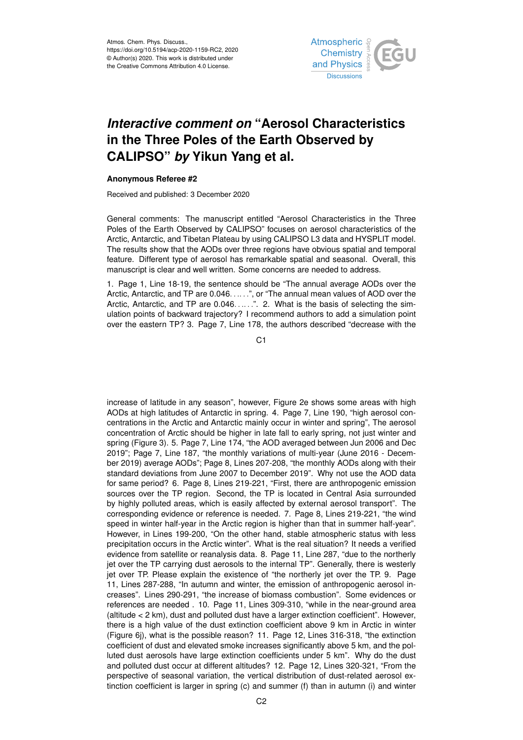# *Interactive comment on* "Aerosol Characteristics in the Three Poles of the Earth Observed by CALIPSO" *by* Yikun Yang et al.

**Anonymous Referee #2**

Received and published: 3 December 2020

General comments: The manuscript entitled "Aerosol Characteristics in the Three Poles of the Earth Observed by CALIPSO" focuses on aerosol characteristics of the Arctic, Antarctic, and Tibetan Plateau by using CALIPSO L3 data and HYSPLIT model. The results show that the AODs over three regions have obvious spatial and temporal feature. Different type of aerosol has remarkable spatial and seasonal. Overall, this manuscript is clear and well written. Some concerns are needed to address.

1. Page 1, Line 18-19, the sentence should be "The annual average AODs over the Arctic, Antarctic, and TP are 0.046. . . . . .", or "The annual mean values of AOD over the Arctic, Antarctic, and TP are 0.046. . . . . .". 2. What is the basis of selecting the simulation points of backward trajectory? I recommend authors to add a simulation point over the eastern TP? 3. Page 7, Line 178, the authors described "decrease with the increase of latitude in any season", however, Figure 2e shows some areas with high AODs at high latitudes of Antarctic in spring. 4. Page 7, Line 190, "high aerosol concentrations in the Arctic and Antarctic mainly occur in winter and spring", The aerosol concentration of Arctic should be higher in late fall to early spring, not just winter and spring (Figure 3). 5. Page 7, Line 174, "the AOD averaged between Jun 2006 and Dec 2019"; Page 7, Line 187, "the monthly variations of multi-year (June 2016 - December 2019) average AODs"; Page 8, Lines 207-208, "the monthly AODs along with their standard deviations from June 2007 to December 2019". Why not use the AOD data for same period? 6. Page 8, Lines 219-221, "First, there are anthropogenic emission sources over the TP region. Second, the TP is located in Central Asia surrounded by highly polluted areas, which is easily affected by external aerosol transport". The corresponding evidence or reference is needed. 7. Page 8, Lines 219-221, "the wind speed in winter half-year in the Arctic region is higher than that in summer half-year". However, in Lines 199-200, "On the other hand, stable atmospheric status with less precipitation occurs in the Arctic winter". What is the real situation? It needs a verified evidence from satellite or reanalysis data. 8. Page 11, Line 287, "due to the northerly jet over the TP carrying dust aerosols to the internal TP". Generally, there is westerly jet over TP. Please explain the existence of "the northerly jet over the TP. 9. Page 11, Lines 287-288, "In autumn and winter, the emission of anthropogenic aerosol increases". Lines 290-291, "the increase of biomass combustion". Some evidences or references are needed . 10. Page 11, Lines 309-310, "while in the near-ground area (altitude < 2 km), dust and polluted dust have a larger extinction coefficient". However, there is a high value of the dust extinction coefficient above 9 km in Arctic in winter (Figure 6j), what is the possible reason? 11. Page 12, Lines 316-318, "the extinction coefficient of dust and elevated smoke increases significantly above 5 km, and the polluted dust aerosols have large extinction coefficients under 5 km". Why do the dust and polluted dust occur at different altitudes? 12. Page 12, Lines 320-321, "From the perspective of seasonal variation, the vertical distribution of dust-related aerosol extinction coefficient is larger in spring (c) and summer (f) than in autumn (i) and winter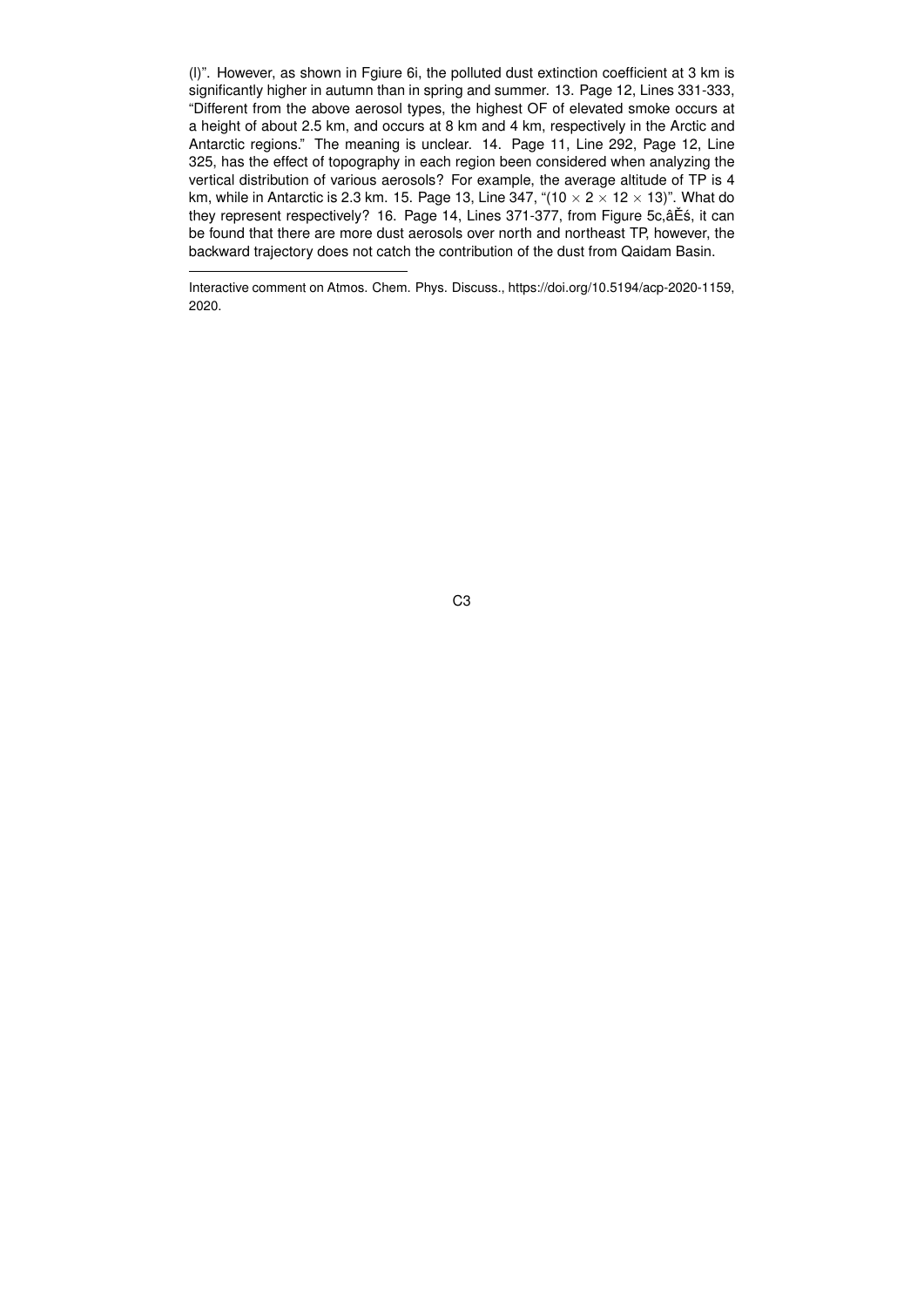(l)". However, as shown in Fgiure 6i, the polluted dust extinction coefficient at 3 km is significantly higher in autumn than in spring and summer. 13. Page 12, Lines 331-333, "Different from the above aerosol types, the highest OF of elevated smoke occurs at a height of about 2.5 km, and occurs at 8 km and 4 km, respectively in the Arctic and Antarctic regions." The meaning is unclear. 14. Page 11, Line 292, Page 12, Line 325, has the effect of topography in each region been considered when analyzing the vertical distribution of various aerosols? For example, the average altitude of TP is 4 km, while in Antarctic is 2.3 km. 15. Page 13, Line 347, "($10 \times 2 \times 12 \times 13$)". What do they represent respectively? 16. Page 14, Lines 371-377, from Figure 5c,âĔś, it can be found that there are more dust aerosols over north and northeast TP, however, the backward trajectory does not catch the contribution of the dust from Qaidam Basin.

---

Interactive comment on Atmos. Chem. Phys. Discuss., https://doi.org/10.5194/acp-2020-1159, 2020.